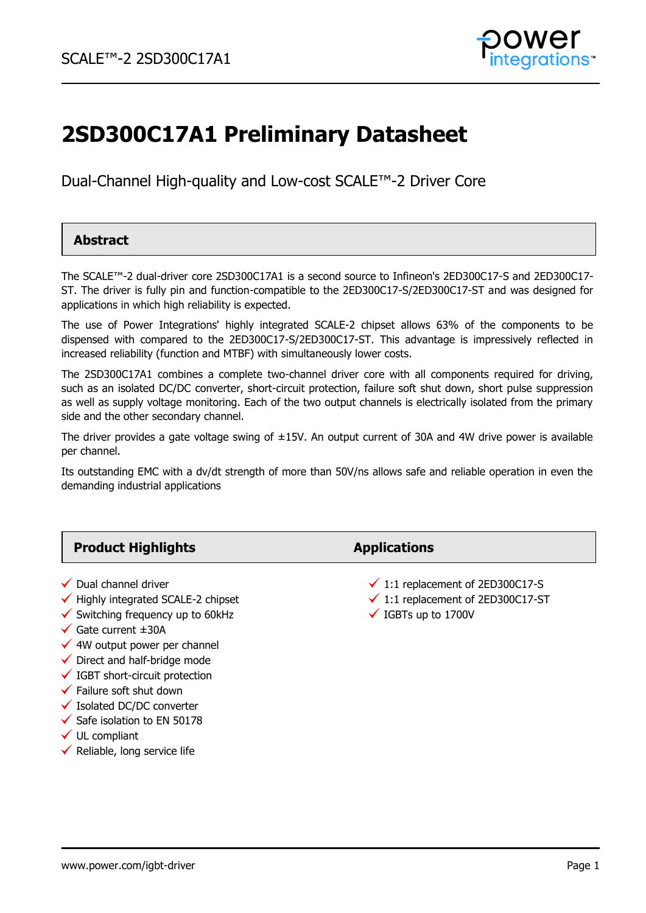# 2SD300C17A1 Preliminary Datasheet

Dual-Channel High-quality and Low-cost SCALE™-2 Driver Core

## Abstract

The SCALE™-2 dual-driver core 2SD300C17A1 is a second source to Infineon's 2ED300C17-S and 2ED300C17-ST. The driver is fully pin and function-compatible to the 2ED300C17-S/2ED300C17-ST and was designed for applications in which high reliability is expected.

The use of Power Integrations' highly integrated SCALE-2 chipset allows 63% of the components to be dispensed with compared to the 2ED300C17-S/2ED300C17-ST. This advantage is impressively reflected in increased reliability (function and MTBF) with simultaneously lower costs.

The 2SD300C17A1 combines a complete two-channel driver core with all components required for driving, such as an isolated DC/DC converter, short-circuit protection, failure soft shut down, short pulse suppression as well as supply voltage monitoring. Each of the two output channels is electrically isolated from the primary side and the other secondary channel.

The driver provides a gate voltage swing of ±15V. An output current of 30A and 4W drive power is available per channel.

Its outstanding EMC with a dv/dt strength of more than 50V/ns allows safe and reliable operation in even the demanding industrial applications

## Product Highlights

- ✓ Dual channel driver
- ✓ Highly integrated SCALE-2 chipset
- ✓ Switching frequency up to 60kHz
- ✓ Gate current ±30A
- ✓ 4W output power per channel
- ✓ Direct and half-bridge mode
- ✓ IGBT short-circuit protection
- ✓ Failure soft shut down
- ✓ Isolated DC/DC converter
- ✓ Safe isolation to EN 50178
- ✓ UL compliant
- ✓ Reliable, long service life

## Applications

- ✓ 1:1 replacement of 2ED300C17-S
- ✓ 1:1 replacement of 2ED300C17-ST
- ✓ IGBTs up to 1700V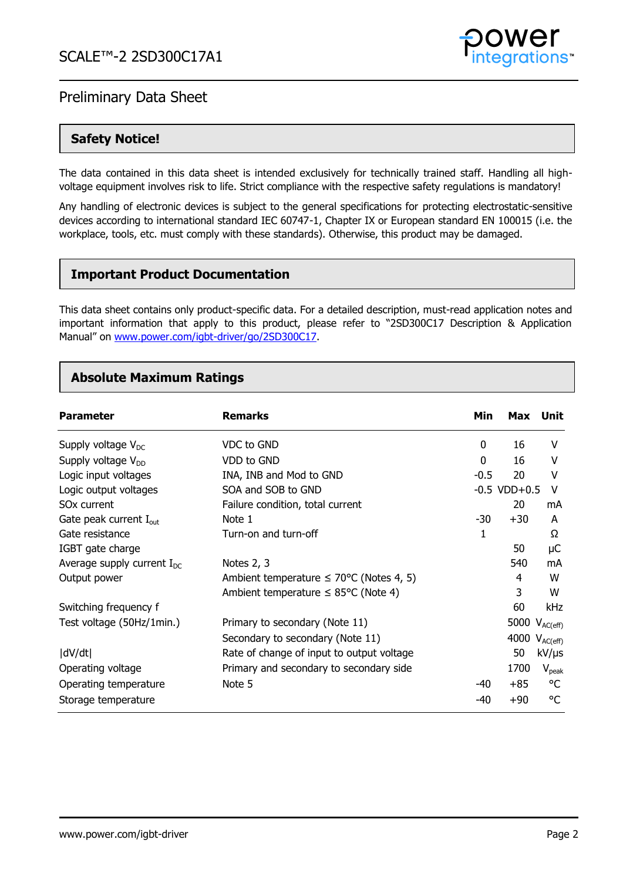# SCALE™-2 2SD300C17A1

## Preliminary Data Sheet

### Safety Notice!

The data contained in this data sheet is intended exclusively for technically trained staff. Handling all high-voltage equipment involves risk to life. Strict compliance with the respective safety regulations is mandatory!

Any handling of electronic devices is subject to the general specifications for protecting electrostatic-sensitive devices according to international standard IEC 60747-1, Chapter IX or European standard EN 100015 (i.e. the workplace, tools, etc. must comply with these standards). Otherwise, this product may be damaged.

### Important Product Documentation

This data sheet contains only product-specific data. For a detailed description, must-read application notes and important information that apply to this product, please refer to "2SD300C17 Description & Application Manual" on [www.power.com/igbt-driver/go/2SD300C17](www.power.com/igbt-driver/go/2SD300C17).

### Absolute Maximum Ratings

| Parameter | Remarks | Min | Max | Unit |
|---|---|---|---|---|
| Supply voltage $V_{DC}$ | VDC to GND | 0 | 16 | V |
| Supply voltage $V_{DD}$ | VDD to GND | 0 | 16 | V |
| Logic input voltages | INA, INB and Mod to GND | -0.5 | 20 | V |
| Logic output voltages | SOA and SOB to GND | -0.5 | VDD+0.5 | V |
| SOx current | Failure condition, total current | | 20 | mA |
| Gate peak current $I_{out}$ | Note 1 | -30 | +30 | A |
| Gate resistance | Turn-on and turn-off | 1 | | Ω |
| IGBT gate charge | | | 50 | µC |
| Average supply current $I_{DC}$ | Notes 2, 3 | | 540 | mA |
| Output power | Ambient temperature ≤ 70°C (Notes 4, 5) | | 4 | W |
| | Ambient temperature ≤ 85°C (Note 4) | | 3 | W |
| Switching frequency f | | | 60 | kHz |
| Test voltage (50Hz/1min.) | Primary to secondary (Note 11) | | 5000 | $V_{AC(eff)}$ |
| | Secondary to secondary (Note 11) | | 4000 | $V_{AC(eff)}$ |
| \|dV/dt\| | Rate of change of input to output voltage | | 50 | kV/µs |
| Operating voltage | Primary and secondary to secondary side | | 1700 | $V_{peak}$ |
| Operating temperature | Note 5 | -40 | +85 | °C |
| Storage temperature | | -40 | +90 | °C |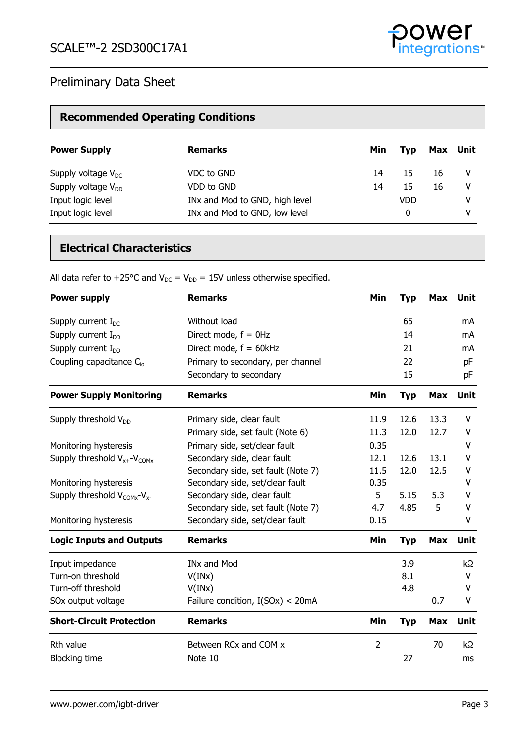SCALE™-2 2SD300C17A1

Preliminary Data Sheet

## Recommended Operating Conditions

| Power Supply | Remarks | Min | Typ | Max | Unit |
|---|---|---|---|---|---|
| Supply voltage $V_{DC}$ | VDC to GND | 14 | 15 | 16 | V |
| Supply voltage $V_{DD}$ | VDD to GND | 14 | 15 | 16 | V |
| Input logic level | INx and Mod to GND, high level | | VDD | | V |
| Input logic level | INx and Mod to GND, low level | | 0 | | V |

## Electrical Characteristics

All data refer to +25°C and $V_{DC}$ = $V_{DD}$ = 15V unless otherwise specified.

| Power supply | Remarks | Min | Typ | Max | Unit |
|---|---|---|---|---|---|
| Supply current $I_{DC}$ | Without load | | 65 | | mA |
| Supply current $I_{DD}$ | Direct mode, f = 0Hz | | 14 | | mA |
| Supply current $I_{DD}$ | Direct mode, f = 60kHz | | 21 | | mA |
| Coupling capacitance $C_{io}$ | Primary to secondary, per channel | | 22 | | pF |
| | Secondary to secondary | | 15 | | pF |
| **Power Supply Monitoring** | **Remarks** | **Min** | **Typ** | **Max** | **Unit** |
| Supply threshold $V_{DD}$ | Primary side, clear fault | 11.9 | 12.6 | 13.3 | V |
| | Primary side, set fault (Note 6) | 11.3 | 12.0 | 12.7 | V |
| Monitoring hysteresis | Primary side, set/clear fault | 0.35 | | | V |
| Supply threshold $V_{x+}$-$V_{COMx}$ | Secondary side, clear fault | 12.1 | 12.6 | 13.1 | V |
| | Secondary side, set fault (Note 7) | 11.5 | 12.0 | 12.5 | V |
| Monitoring hysteresis | Secondary side, set/clear fault | 0.35 | | | V |
| Supply threshold $V_{COMx}$-$V_{x-}$ | Secondary side, clear fault | 5 | 5.15 | 5.3 | V |
| | Secondary side, set fault (Note 7) | 4.7 | 4.85 | 5 | V |
| Monitoring hysteresis | Secondary side, set/clear fault | 0.15 | | | V |
| **Logic Inputs and Outputs** | **Remarks** | **Min** | **Typ** | **Max** | **Unit** |
| Input impedance | INx and Mod | | 3.9 | | kΩ |
| Turn-on threshold | V(INx) | | 8.1 | | V |
| Turn-off threshold | V(INx) | | 4.8 | | V |
| SOx output voltage | Failure condition, I(SOx) < 20mA | | | 0.7 | V |
| **Short-Circuit Protection** | **Remarks** | **Min** | **Typ** | **Max** | **Unit** |
| Rth value | Between RCx and COM x | 2 | | 70 | kΩ |
| Blocking time | Note 10 | | 27 | | ms |

www.power.com/igbt-driver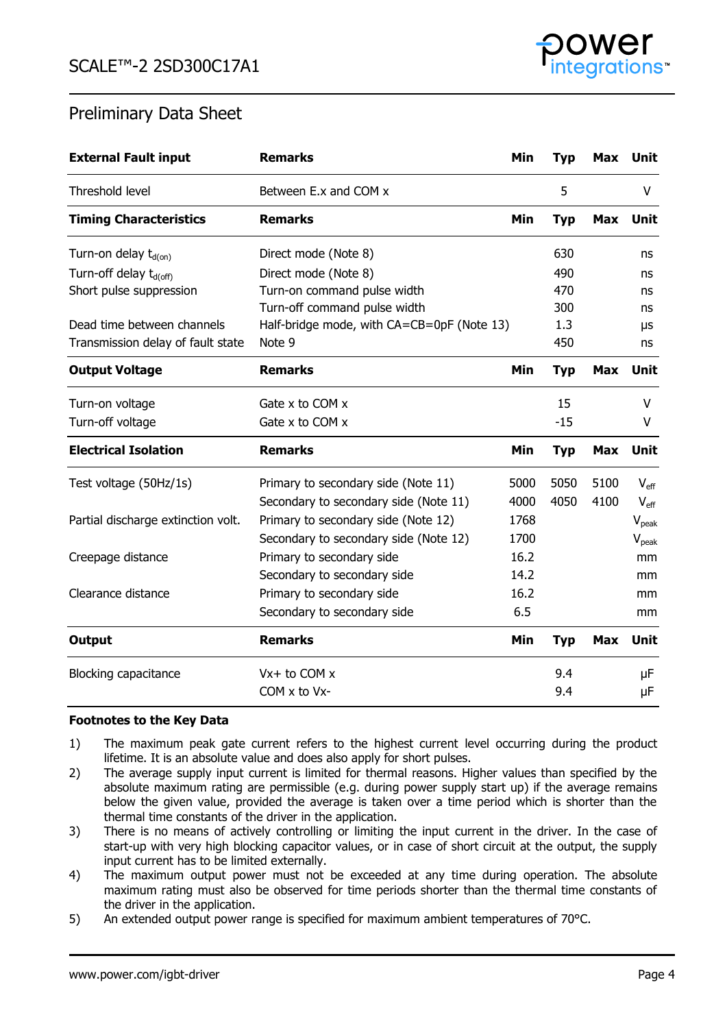## Preliminary Data Sheet

| External Fault input | Remarks | Min | Typ | Max | Unit |
|---|---|---|---|---|---|
| Threshold level | Between E.x and COM x | | 5 | | V |
| **Timing Characteristics** | **Remarks** | **Min** | **Typ** | **Max** | **Unit** |
| Turn-on delay $t_{d(on)}$ | Direct mode (Note 8) | | 630 | | ns |
| Turn-off delay $t_{d(off)}$ | Direct mode (Note 8) | | 490 | | ns |
| Short pulse suppression | Turn-on command pulse width | | 470 | | ns |
| | Turn-off command pulse width | | 300 | | ns |
| Dead time between channels | Half-bridge mode, with CA=CB=0pF (Note 13) | | 1.3 | | µs |
| Transmission delay of fault state | Note 9 | | 450 | | ns |
| **Output Voltage** | **Remarks** | **Min** | **Typ** | **Max** | **Unit** |
| Turn-on voltage | Gate x to COM x | | 15 | | V |
| Turn-off voltage | Gate x to COM x | | -15 | | V |
| **Electrical Isolation** | **Remarks** | **Min** | **Typ** | **Max** | **Unit** |
| Test voltage (50Hz/1s) | Primary to secondary side (Note 11) | 5000 | 5050 | 5100 | $V_{eff}$ |
| | Secondary to secondary side (Note 11) | 4000 | 4050 | 4100 | $V_{eff}$ |
| Partial discharge extinction volt. | Primary to secondary side (Note 12) | 1768 | | | $V_{peak}$ |
| | Secondary to secondary side (Note 12) | 1700 | | | $V_{peak}$ |
| Creepage distance | Primary to secondary side | 16.2 | | | mm |
| | Secondary to secondary side | 14.2 | | | mm |
| Clearance distance | Primary to secondary side | 16.2 | | | mm |
| | Secondary to secondary side | 6.5 | | | mm |
| **Output** | **Remarks** | **Min** | **Typ** | **Max** | **Unit** |
| Blocking capacitance | Vx+ to COM x | | 9.4 | | µF |
| | COM x to Vx- | | 9.4 | | µF |

**Footnotes to the Key Data**

1) The maximum peak gate current refers to the highest current level occurring during the product lifetime. It is an absolute value and does also apply for short pulses.
2) The average supply input current is limited for thermal reasons. Higher values than specified by the absolute maximum rating are permissible (e.g. during power supply start up) if the average remains below the given value, provided the average is taken over a time period which is shorter than the thermal time constants of the driver in the application.
3) There is no means of actively controlling or limiting the input current in the driver. In the case of start-up with very high blocking capacitor values, or in case of short circuit at the output, the supply input current has to be limited externally.
4) The maximum output power must not be exceeded at any time during operation. The absolute maximum rating must also be observed for time periods shorter than the thermal time constants of the driver in the application.
5) An extended output power range is specified for maximum ambient temperatures of 70°C.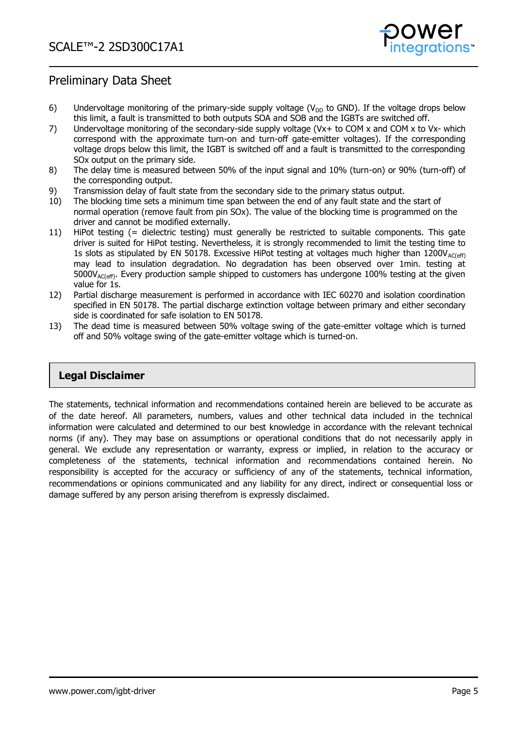6) Undervoltage monitoring of the primary-side supply voltage ($V_{DD}$ to GND). If the voltage drops below this limit, a fault is transmitted to both outputs SOA and SOB and the IGBTs are switched off.
7) Undervoltage monitoring of the secondary-side supply voltage (Vx+ to COM x and COM x to Vx- which correspond with the approximate turn-on and turn-off gate-emitter voltages). If the corresponding voltage drops below this limit, the IGBT is switched off and a fault is transmitted to the corresponding SOx output on the primary side.
8) The delay time is measured between 50% of the input signal and 10% (turn-on) or 90% (turn-off) of the corresponding output.
9) Transmission delay of fault state from the secondary side to the primary status output.
10) The blocking time sets a minimum time span between the end of any fault state and the start of normal operation (remove fault from pin SOx). The value of the blocking time is programmed on the driver and cannot be modified externally.
11) HiPot testing (= dielectric testing) must generally be restricted to suitable components. This gate driver is suited for HiPot testing. Nevertheless, it is strongly recommended to limit the testing time to 1s slots as stipulated by EN 50178. Excessive HiPot testing at voltages much higher than $1200V_{AC(eff)}$ may lead to insulation degradation. No degradation has been observed over 1min. testing at $5000V_{AC(eff)}$. Every production sample shipped to customers has undergone 100% testing at the given value for 1s.
12) Partial discharge measurement is performed in accordance with IEC 60270 and isolation coordination specified in EN 50178. The partial discharge extinction voltage between primary and either secondary side is coordinated for safe isolation to EN 50178.
13) The dead time is measured between 50% voltage swing of the gate-emitter voltage which is turned off and 50% voltage swing of the gate-emitter voltage which is turned-on.

## Legal Disclaimer

The statements, technical information and recommendations contained herein are believed to be accurate as of the date hereof. All parameters, numbers, values and other technical data included in the technical information were calculated and determined to our best knowledge in accordance with the relevant technical norms (if any). They may base on assumptions or operational conditions that do not necessarily apply in general. We exclude any representation or warranty, express or implied, in relation to the accuracy or completeness of the statements, technical information and recommendations contained herein. No responsibility is accepted for the accuracy or sufficiency of any of the statements, technical information, recommendations or opinions communicated and any liability for any direct, indirect or consequential loss or damage suffered by any person arising therefrom is expressly disclaimed.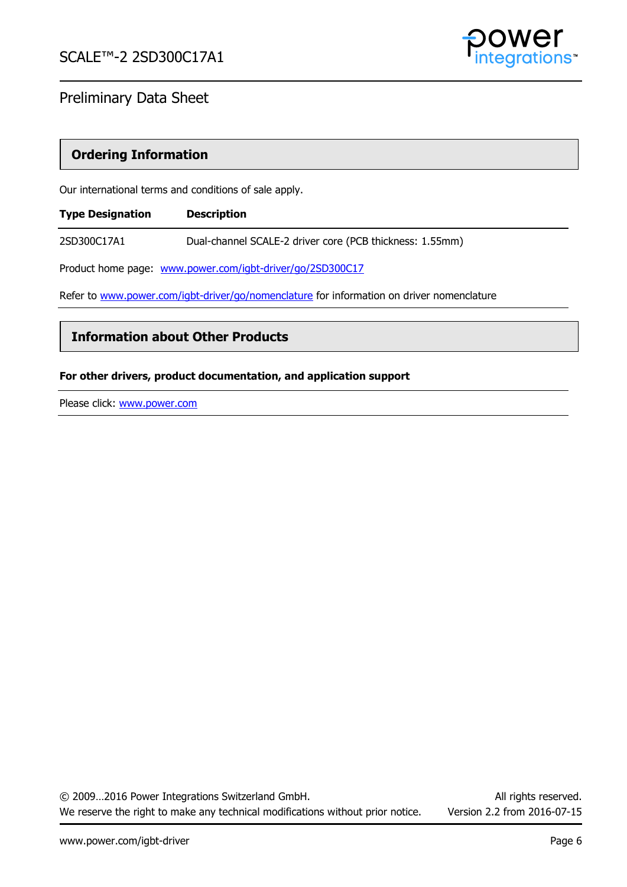## Ordering Information

Our international terms and conditions of sale apply.

| Type Designation | Description |
|---|---|
| 2SD300C17A1 | Dual-channel SCALE-2 driver core (PCB thickness: 1.55mm) |

Product home page: www.power.com/igbt-driver/go/2SD300C17

Refer to www.power.com/igbt-driver/go/nomenclature for information on driver nomenclature

## Information about Other Products

**For other drivers, product documentation, and application support**

Please click: www.power.com

© 2009…2016 Power Integrations Switzerland GmbH. All rights reserved.
We reserve the right to make any technical modifications without prior notice. Version 2.2 from 2016-07-15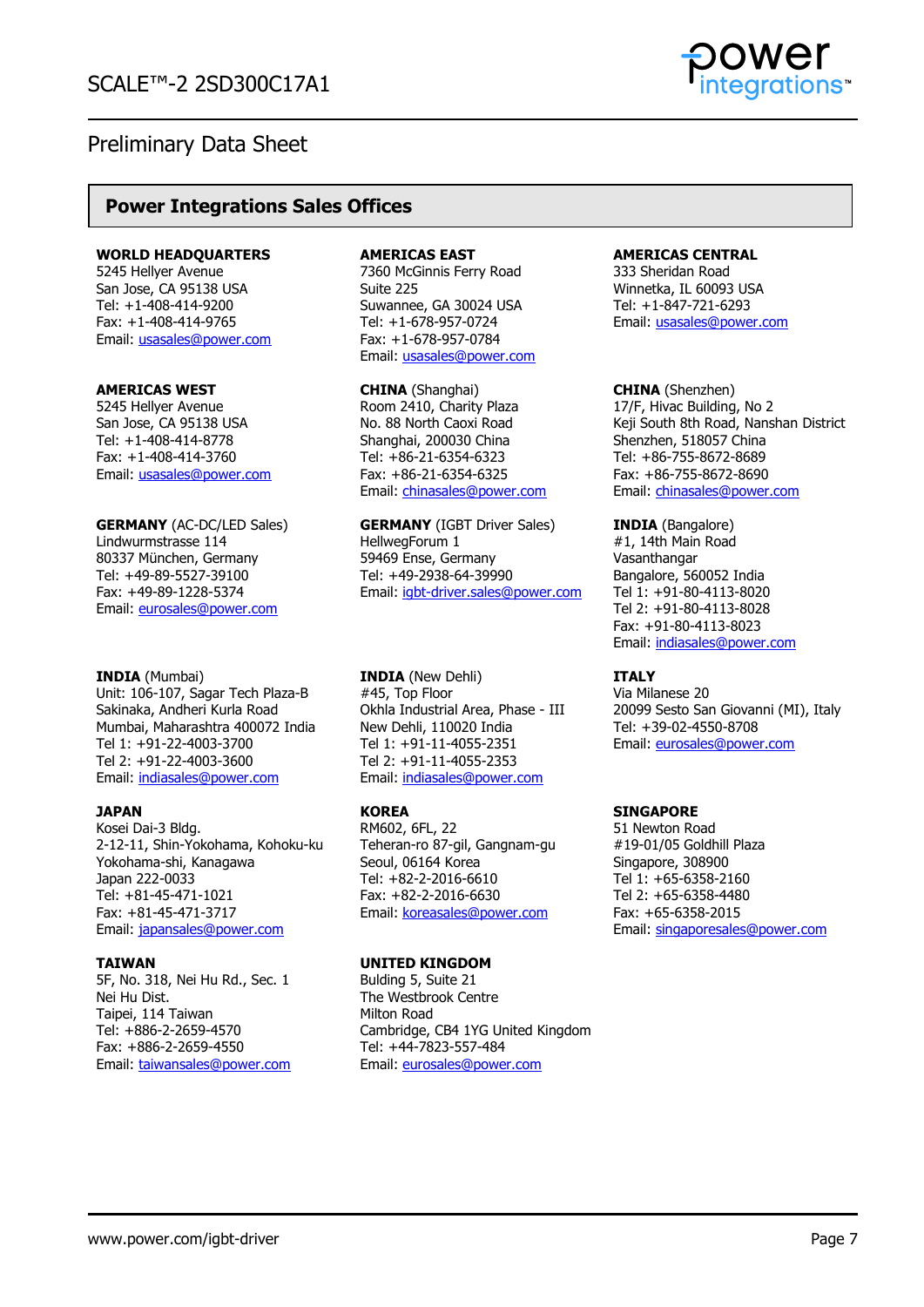## Power Integrations Sales Offices

**WORLD HEADQUARTERS**
5245 Hellyer Avenue
San Jose, CA 95138 USA
Tel: +1-408-414-9200
Fax: +1-408-414-9765
Email: usasales@power.com

**AMERICAS EAST**
7360 McGinnis Ferry Road
Suite 225
Suwannee, GA 30024 USA
Tel: +1-678-957-0724
Fax: +1-678-957-0784
Email: usasales@power.com

**AMERICAS CENTRAL**
333 Sheridan Road
Winnetka, IL 60093 USA
Tel: +1-847-721-6293
Email: usasales@power.com

**AMERICAS WEST**
5245 Hellyer Avenue
San Jose, CA 95138 USA
Tel: +1-408-414-8778
Fax: +1-408-414-3760
Email: usasales@power.com

**CHINA** (Shanghai)
Room 2410, Charity Plaza
No. 88 North Caoxi Road
Shanghai, 200030 China
Tel: +86-21-6354-6323
Fax: +86-21-6354-6325
Email: chinasales@power.com

**CHINA** (Shenzhen)
17/F, Hivac Building, No 2
Keji South 8th Road, Nanshan District
Shenzhen, 518057 China
Tel: +86-755-8672-8689
Fax: +86-755-8672-8690
Email: chinasales@power.com

**GERMANY** (AC-DC/LED Sales)
Lindwurmstrasse 114
80337 München, Germany
Tel: +49-89-5527-39100
Fax: +49-89-1228-5374
Email: eurosales@power.com

**GERMANY** (IGBT Driver Sales)
HellwegForum 1
59469 Ense, Germany
Tel: +49-2938-64-39990
Email: igbt-driver.sales@power.com

**INDIA** (Bangalore)
#1, 14th Main Road
Vasanthangar
Bangalore, 560052 India
Tel 1: +91-80-4113-8020
Tel 2: +91-80-4113-8028
Fax: +91-80-4113-8023
Email: indiasales@power.com

**INDIA** (Mumbai)
Unit: 106-107, Sagar Tech Plaza-B
Sakinaka, Andheri Kurla Road
Mumbai, Maharashtra 400072 India
Tel 1: +91-22-4003-3700
Tel 2: +91-22-4003-3600
Email: indiasales@power.com

**INDIA** (New Dehli)
#45, Top Floor
Okhla Industrial Area, Phase - III
New Dehli, 110020 India
Tel 1: +91-11-4055-2351
Tel 2: +91-11-4055-2353
Email: indiasales@power.com

**ITALY**
Via Milanese 20
20099 Sesto San Giovanni (MI), Italy
Tel: +39-02-4550-8708
Email: eurosales@power.com

**JAPAN**
Kosei Dai-3 Bldg.
2-12-11, Shin-Yokohama, Kohoku-ku
Yokohama-shi, Kanagawa
Japan 222-0033
Tel: +81-45-471-1021
Fax: +81-45-471-3717
Email: japansales@power.com

**KOREA**
RM602, 6FL, 22
Teheran-ro 87-gil, Gangnam-gu
Seoul, 06164 Korea
Tel: +82-2-2016-6610
Fax: +82-2-2016-6630
Email: koreasales@power.com

**SINGAPORE**
51 Newton Road
#19-01/05 Goldhill Plaza
Singapore, 308900
Tel 1: +65-6358-2160
Tel 2: +65-6358-4480
Fax: +65-6358-2015
Email: singaporesales@power.com

**TAIWAN**
5F, No. 318, Nei Hu Rd., Sec. 1
Nei Hu Dist.
Taipei, 114 Taiwan
Tel: +886-2-2659-4570
Fax: +886-2-2659-4550
Email: taiwansales@power.com

**UNITED KINGDOM**
Bulding 5, Suite 21
The Westbrook Centre
Milton Road
Cambridge, CB4 1YG United Kingdom
Tel: +44-7823-557-484
Email: eurosales@power.com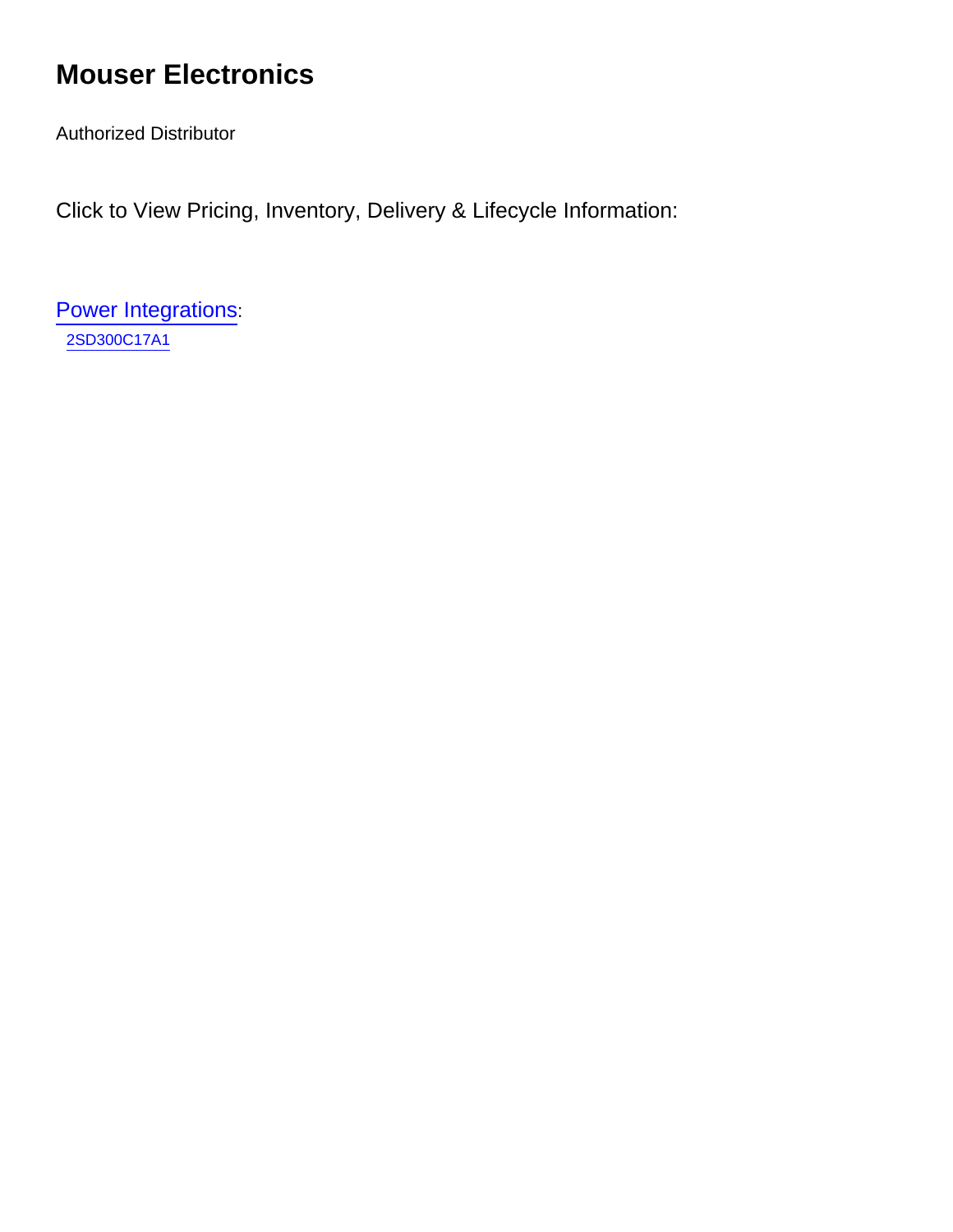# Mouser Electronics

Authorized Distributor

Click to View Pricing, Inventory, Delivery & Lifecycle Information:

Power Integrations:

2SD300C17A1